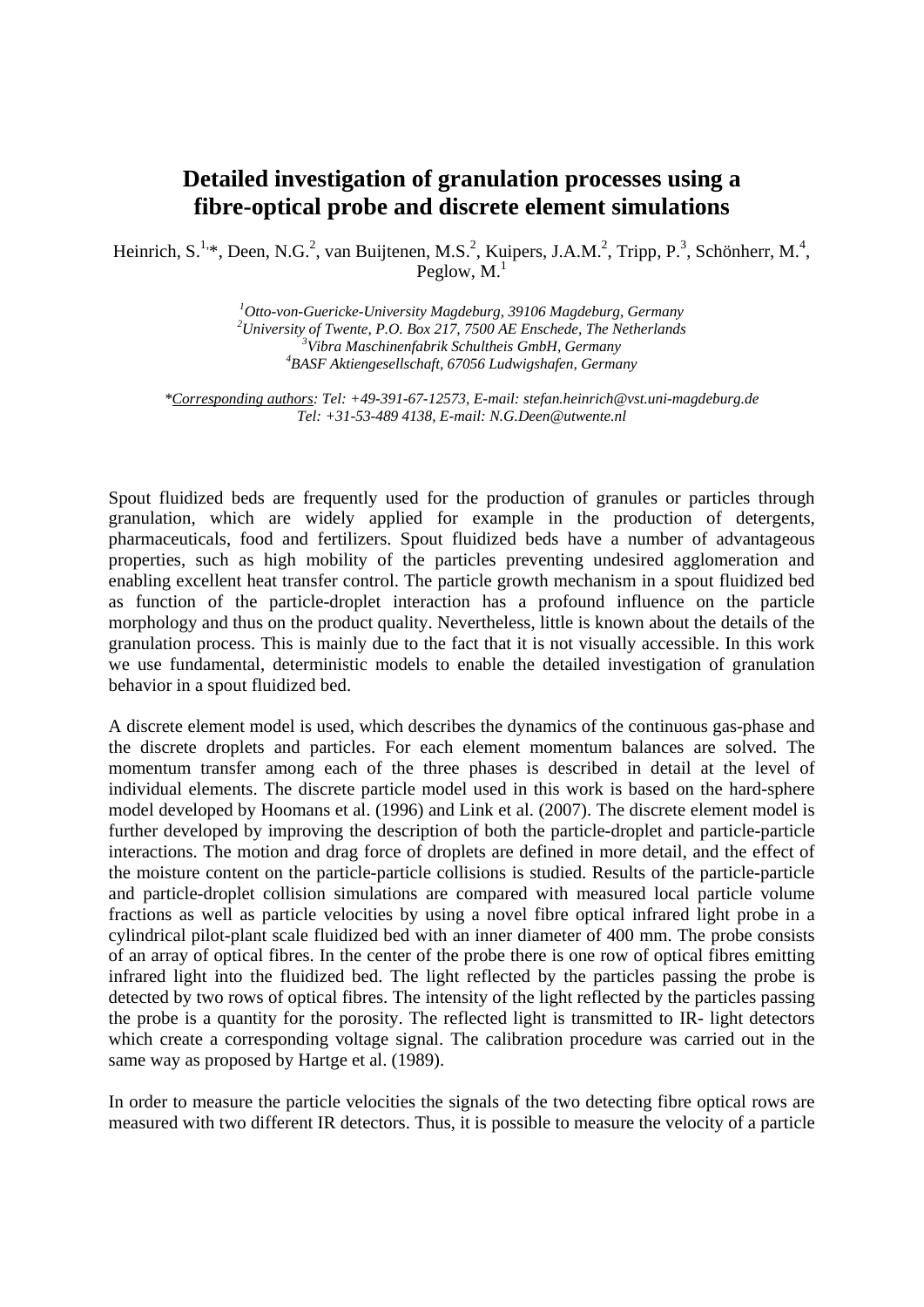# Detailed investigation of granulation processes using a fibre-optical probe and discrete element simulations

Heinrich, S.[1,*], Deen, N.G.[2], van Buijtenen, M.S.[2], Kuipers, J.A.M.[2], Tripp, P.[3], Schönherr, M.[4], Peglow, M.[1]

[1]*Otto-von-Guericke-University Magdeburg, 39106 Magdeburg, Germany*
[2]*University of Twente, P.O. Box 217, 7500 AE Enschede, The Netherlands*
[3]*Vibra Maschinenfabrik Schultheis GmbH, Germany*
[4]*BASF Aktiengesellschaft, 67056 Ludwigshafen, Germany*

*\*Corresponding authors: Tel: +49-391-67-12573, E-mail: stefan.heinrich@vst.uni-magdeburg.de*
*Tel: +31-53-489 4138, E-mail: N.G.Deen@utwente.nl*

Spout fluidized beds are frequently used for the production of granules or particles through granulation, which are widely applied for example in the production of detergents, pharmaceuticals, food and fertilizers. Spout fluidized beds have a number of advantageous properties, such as high mobility of the particles preventing undesired agglomeration and enabling excellent heat transfer control. The particle growth mechanism in a spout fluidized bed as function of the particle-droplet interaction has a profound influence on the particle morphology and thus on the product quality. Nevertheless, little is known about the details of the granulation process. This is mainly due to the fact that it is not visually accessible. In this work we use fundamental, deterministic models to enable the detailed investigation of granulation behavior in a spout fluidized bed.

A discrete element model is used, which describes the dynamics of the continuous gas-phase and the discrete droplets and particles. For each element momentum balances are solved. The momentum transfer among each of the three phases is described in detail at the level of individual elements. The discrete particle model used in this work is based on the hard-sphere model developed by Hoomans et al. (1996) and Link et al. (2007). The discrete element model is further developed by improving the description of both the particle-droplet and particle-particle interactions. The motion and drag force of droplets are defined in more detail, and the effect of the moisture content on the particle-particle collisions is studied. Results of the particle-particle and particle-droplet collision simulations are compared with measured local particle volume fractions as well as particle velocities by using a novel fibre optical infrared light probe in a cylindrical pilot-plant scale fluidized bed with an inner diameter of 400 mm. The probe consists of an array of optical fibres. In the center of the probe there is one row of optical fibres emitting infrared light into the fluidized bed. The light reflected by the particles passing the probe is detected by two rows of optical fibres. The intensity of the light reflected by the particles passing the probe is a quantity for the porosity. The reflected light is transmitted to IR- light detectors which create a corresponding voltage signal. The calibration procedure was carried out in the same way as proposed by Hartge et al. (1989).

In order to measure the particle velocities the signals of the two detecting fibre optical rows are measured with two different IR detectors. Thus, it is possible to measure the velocity of a particle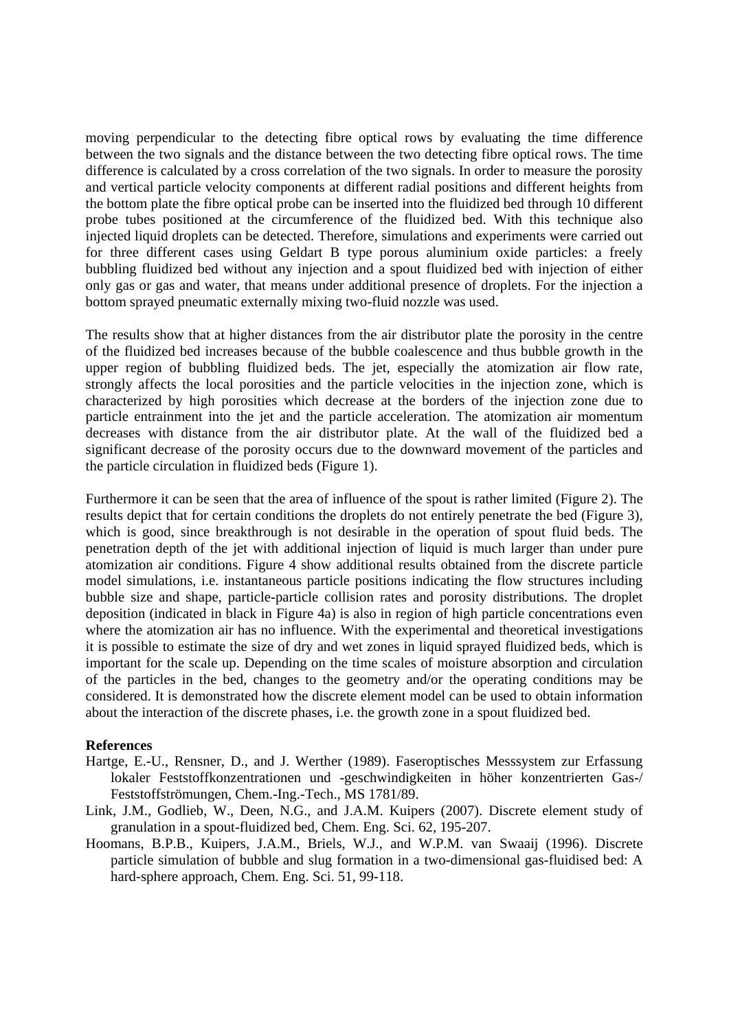moving perpendicular to the detecting fibre optical rows by evaluating the time difference between the two signals and the distance between the two detecting fibre optical rows. The time difference is calculated by a cross correlation of the two signals. In order to measure the porosity and vertical particle velocity components at different radial positions and different heights from the bottom plate the fibre optical probe can be inserted into the fluidized bed through 10 different probe tubes positioned at the circumference of the fluidized bed. With this technique also injected liquid droplets can be detected. Therefore, simulations and experiments were carried out for three different cases using Geldart B type porous aluminium oxide particles: a freely bubbling fluidized bed without any injection and a spout fluidized bed with injection of either only gas or gas and water, that means under additional presence of droplets. For the injection a bottom sprayed pneumatic externally mixing two-fluid nozzle was used.

The results show that at higher distances from the air distributor plate the porosity in the centre of the fluidized bed increases because of the bubble coalescence and thus bubble growth in the upper region of bubbling fluidized beds. The jet, especially the atomization air flow rate, strongly affects the local porosities and the particle velocities in the injection zone, which is characterized by high porosities which decrease at the borders of the injection zone due to particle entrainment into the jet and the particle acceleration. The atomization air momentum decreases with distance from the air distributor plate. At the wall of the fluidized bed a significant decrease of the porosity occurs due to the downward movement of the particles and the particle circulation in fluidized beds (Figure 1).

Furthermore it can be seen that the area of influence of the spout is rather limited (Figure 2). The results depict that for certain conditions the droplets do not entirely penetrate the bed (Figure 3), which is good, since breakthrough is not desirable in the operation of spout fluid beds. The penetration depth of the jet with additional injection of liquid is much larger than under pure atomization air conditions. Figure 4 show additional results obtained from the discrete particle model simulations, i.e. instantaneous particle positions indicating the flow structures including bubble size and shape, particle-particle collision rates and porosity distributions. The droplet deposition (indicated in black in Figure 4a) is also in region of high particle concentrations even where the atomization air has no influence. With the experimental and theoretical investigations it is possible to estimate the size of dry and wet zones in liquid sprayed fluidized beds, which is important for the scale up. Depending on the time scales of moisture absorption and circulation of the particles in the bed, changes to the geometry and/or the operating conditions may be considered. It is demonstrated how the discrete element model can be used to obtain information about the interaction of the discrete phases, i.e. the growth zone in a spout fluidized bed.

**References**

Hartge, E.-U., Rensner, D., and J. Werther (1989). Faseroptisches Messsystem zur Erfassung lokaler Feststoffkonzentrationen und -geschwindigkeiten in höher konzentrierten Gas-/ Feststoffströmungen, Chem.-Ing.-Tech., MS 1781/89.

Link, J.M., Godlieb, W., Deen, N.G., and J.A.M. Kuipers (2007). Discrete element study of granulation in a spout-fluidized bed, Chem. Eng. Sci. 62, 195-207.

Hoomans, B.P.B., Kuipers, J.A.M., Briels, W.J., and W.P.M. van Swaaij (1996). Discrete particle simulation of bubble and slug formation in a two-dimensional gas-fluidised bed: A hard-sphere approach, Chem. Eng. Sci. 51, 99-118.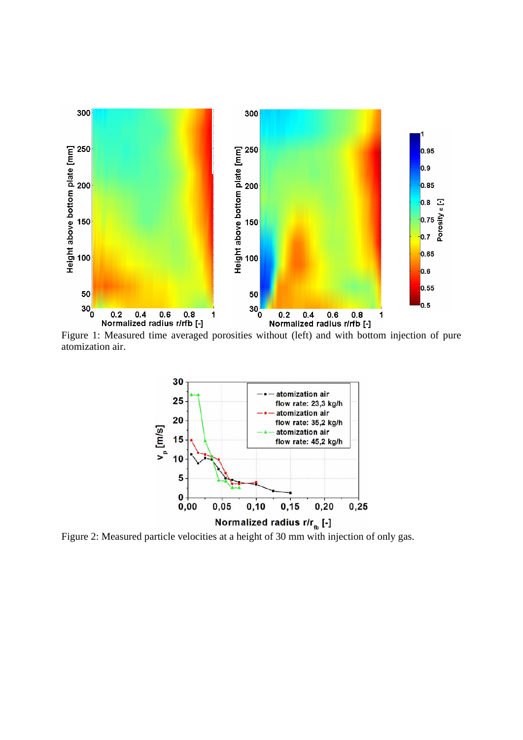Figure 1: Measured time averaged porosities without (left) and with bottom injection of pure atomization air.

Figure 2: Measured particle velocities at a height of 30 mm with injection of only gas.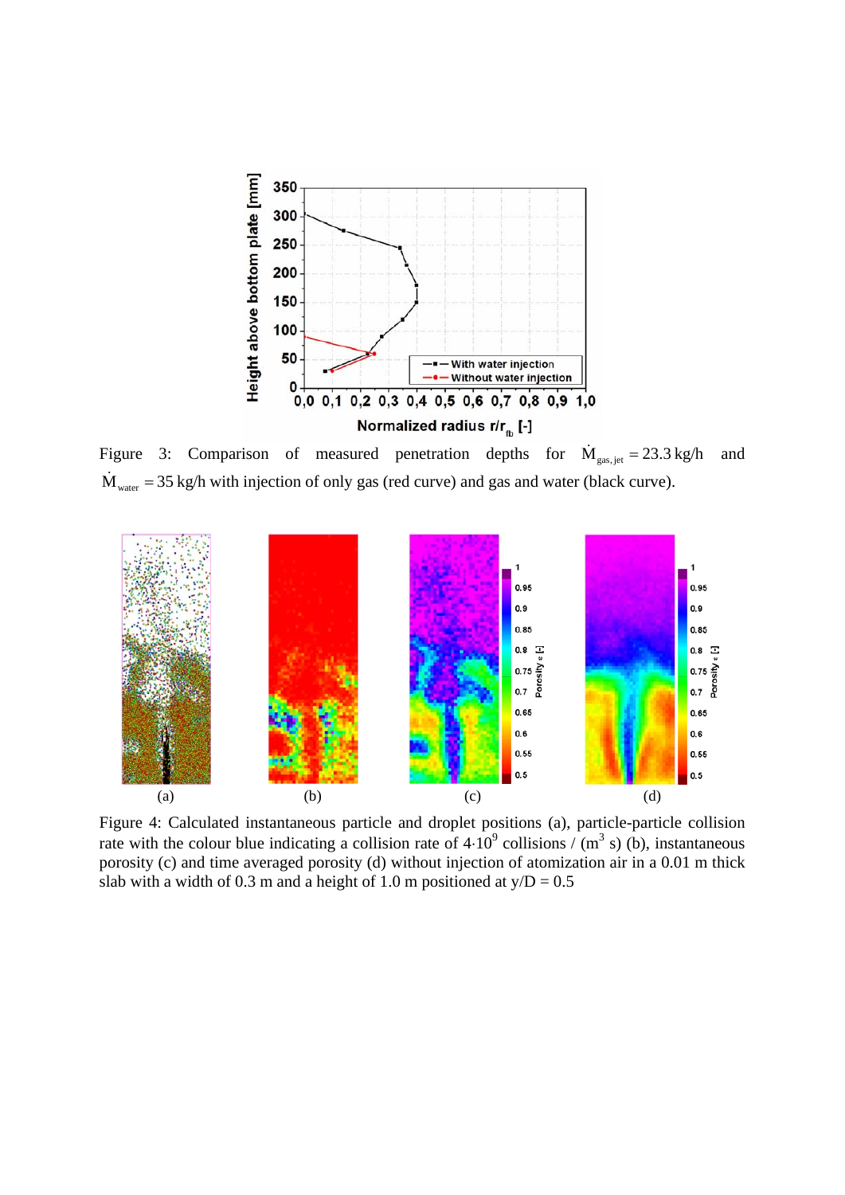Height above bottom plate [mm]

350
300
250
200
150
100
50
0

0,0 0,1 0,2 0,3 0,4 0,5 0,6 0,7 0,8 0,9 1,0

Normalized radius $r/r_{fb}$ [-]

With water injection
Without water injection

Figure 3: Comparison of measured penetration depths for $\dot{M}_{gas,jet} = 23.3$ kg/h and $\dot{M}_{water} = 35$ kg/h with injection of only gas (red curve) and gas and water (black curve).

1
0.95
0.9
0.85
0.8
0.75
0.7
0.65
0.6
0.55
0.5
Porosity ε [-]

1
0.95
0.9
0.85
0.8
0.75
0.7
0.65
0.6
0.55
0.5
Porosity ε [-]

(a) (b) (c) (d)

Figure 4: Calculated instantaneous particle and droplet positions (a), particle-particle collision rate with the colour blue indicating a collision rate of $4 \cdot 10^9$ collisions / ($m^3$ s) (b), instantaneous porosity (c) and time averaged porosity (d) without injection of atomization air in a 0.01 m thick slab with a width of 0.3 m and a height of 1.0 m positioned at y/D = 0.5